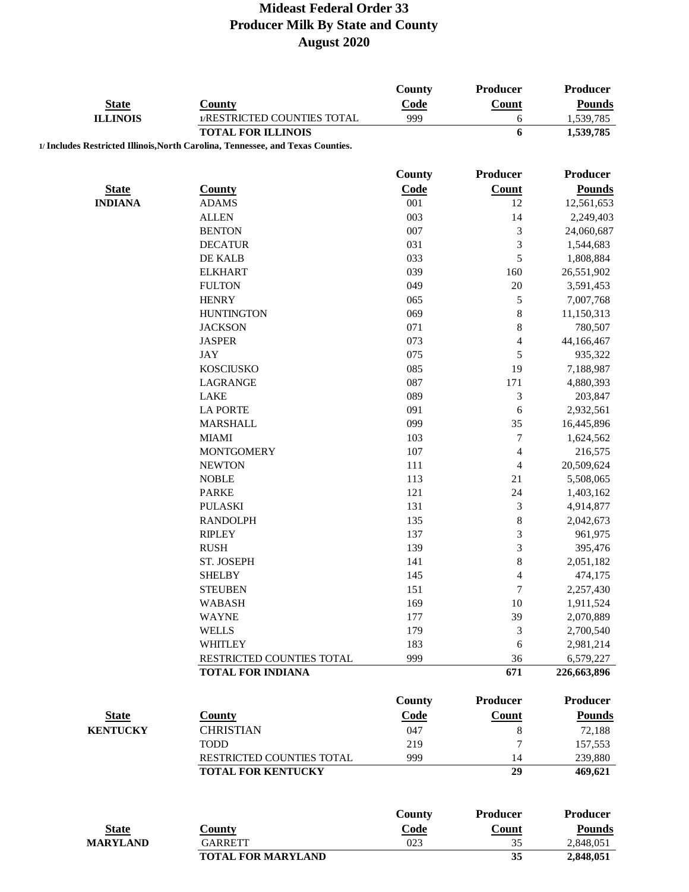# Mideast Federal Order 33
## Producer Milk By State and County
## August 2020

| State | County | County Code | Producer Count | Producer Pounds |
|---|---|---|---|---|
| **ILLINOIS** | 1/RESTRICTED COUNTIES TOTAL | 999 | 6 | 1,539,785 |
| | **TOTAL FOR ILLINOIS** | | **6** | **1,539,785** |

**1/ Includes Restricted Illinois,North Carolina, Tennessee, and Texas Counties.**

| State | County | County Code | Producer Count | Producer Pounds |
|---|---|---|---|---|
| **INDIANA** | ADAMS | 001 | 12 | 12,561,653 |
| | ALLEN | 003 | 14 | 2,249,403 |
| | BENTON | 007 | 3 | 24,060,687 |
| | DECATUR | 031 | 3 | 1,544,683 |
| | DE KALB | 033 | 5 | 1,808,884 |
| | ELKHART | 039 | 160 | 26,551,902 |
| | FULTON | 049 | 20 | 3,591,453 |
| | HENRY | 065 | 5 | 7,007,768 |
| | HUNTINGTON | 069 | 8 | 11,150,313 |
| | JACKSON | 071 | 8 | 780,507 |
| | JASPER | 073 | 4 | 44,166,467 |
| | JAY | 075 | 5 | 935,322 |
| | KOSCIUSKO | 085 | 19 | 7,188,987 |
| | LAGRANGE | 087 | 171 | 4,880,393 |
| | LAKE | 089 | 3 | 203,847 |
| | LA PORTE | 091 | 6 | 2,932,561 |
| | MARSHALL | 099 | 35 | 16,445,896 |
| | MIAMI | 103 | 7 | 1,624,562 |
| | MONTGOMERY | 107 | 4 | 216,575 |
| | NEWTON | 111 | 4 | 20,509,624 |
| | NOBLE | 113 | 21 | 5,508,065 |
| | PARKE | 121 | 24 | 1,403,162 |
| | PULASKI | 131 | 3 | 4,914,877 |
| | RANDOLPH | 135 | 8 | 2,042,673 |
| | RIPLEY | 137 | 3 | 961,975 |
| | RUSH | 139 | 3 | 395,476 |
| | ST. JOSEPH | 141 | 8 | 2,051,182 |
| | SHELBY | 145 | 4 | 474,175 |
| | STEUBEN | 151 | 7 | 2,257,430 |
| | WABASH | 169 | 10 | 1,911,524 |
| | WAYNE | 177 | 39 | 2,070,889 |
| | WELLS | 179 | 3 | 2,700,540 |
| | WHITLEY | 183 | 6 | 2,981,214 |
| | RESTRICTED COUNTIES TOTAL | 999 | 36 | 6,579,227 |
| | **TOTAL FOR INDIANA** | | **671** | **226,663,896** |

| State | County | County Code | Producer Count | Producer Pounds |
|---|---|---|---|---|
| **KENTUCKY** | CHRISTIAN | 047 | 8 | 72,188 |
| | TODD | 219 | 7 | 157,553 |
| | RESTRICTED COUNTIES TOTAL | 999 | 14 | 239,880 |
| | **TOTAL FOR KENTUCKY** | | **29** | **469,621** |

| State | County | County Code | Producer Count | Producer Pounds |
|---|---|---|---|---|
| **MARYLAND** | GARRETT | 023 | 35 | 2,848,051 |
| | **TOTAL FOR MARYLAND** | | **35** | **2,848,051** |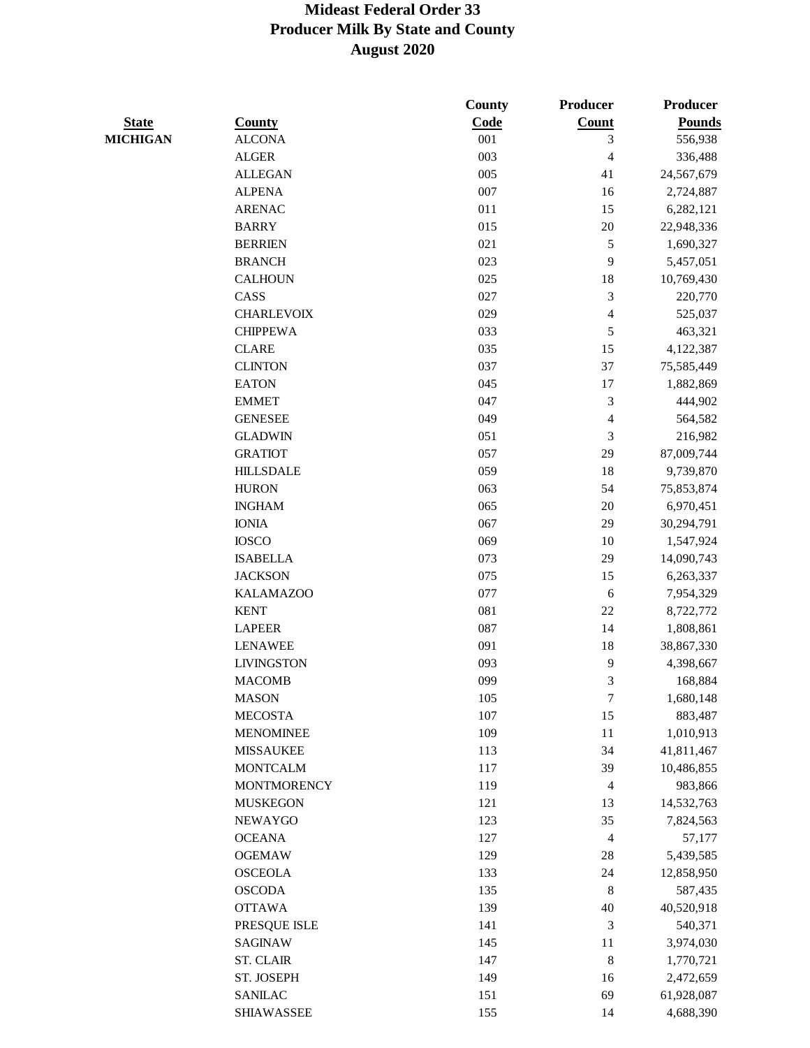# Mideast Federal Order 33
## Producer Milk By State and County
## August 2020

| State | County | County Code | Producer Count | Producer Pounds |
|---|---|---|---|---|
| MICHIGAN | ALCONA | 001 | 3 | 556,938 |
| | ALGER | 003 | 4 | 336,488 |
| | ALLEGAN | 005 | 41 | 24,567,679 |
| | ALPENA | 007 | 16 | 2,724,887 |
| | ARENAC | 011 | 15 | 6,282,121 |
| | BARRY | 015 | 20 | 22,948,336 |
| | BERRIEN | 021 | 5 | 1,690,327 |
| | BRANCH | 023 | 9 | 5,457,051 |
| | CALHOUN | 025 | 18 | 10,769,430 |
| | CASS | 027 | 3 | 220,770 |
| | CHARLEVOIX | 029 | 4 | 525,037 |
| | CHIPPEWA | 033 | 5 | 463,321 |
| | CLARE | 035 | 15 | 4,122,387 |
| | CLINTON | 037 | 37 | 75,585,449 |
| | EATON | 045 | 17 | 1,882,869 |
| | EMMET | 047 | 3 | 444,902 |
| | GENESEE | 049 | 4 | 564,582 |
| | GLADWIN | 051 | 3 | 216,982 |
| | GRATIOT | 057 | 29 | 87,009,744 |
| | HILLSDALE | 059 | 18 | 9,739,870 |
| | HURON | 063 | 54 | 75,853,874 |
| | INGHAM | 065 | 20 | 6,970,451 |
| | IONIA | 067 | 29 | 30,294,791 |
| | IOSCO | 069 | 10 | 1,547,924 |
| | ISABELLA | 073 | 29 | 14,090,743 |
| | JACKSON | 075 | 15 | 6,263,337 |
| | KALAMAZOO | 077 | 6 | 7,954,329 |
| | KENT | 081 | 22 | 8,722,772 |
| | LAPEER | 087 | 14 | 1,808,861 |
| | LENAWEE | 091 | 18 | 38,867,330 |
| | LIVINGSTON | 093 | 9 | 4,398,667 |
| | MACOMB | 099 | 3 | 168,884 |
| | MASON | 105 | 7 | 1,680,148 |
| | MECOSTA | 107 | 15 | 883,487 |
| | MENOMINEE | 109 | 11 | 1,010,913 |
| | MISSAUKEE | 113 | 34 | 41,811,467 |
| | MONTCALM | 117 | 39 | 10,486,855 |
| | MONTMORENCY | 119 | 4 | 983,866 |
| | MUSKEGON | 121 | 13 | 14,532,763 |
| | NEWAYGO | 123 | 35 | 7,824,563 |
| | OCEANA | 127 | 4 | 57,177 |
| | OGEMAW | 129 | 28 | 5,439,585 |
| | OSCEOLA | 133 | 24 | 12,858,950 |
| | OSCODA | 135 | 8 | 587,435 |
| | OTTAWA | 139 | 40 | 40,520,918 |
| | PRESQUE ISLE | 141 | 3 | 540,371 |
| | SAGINAW | 145 | 11 | 3,974,030 |
| | ST. CLAIR | 147 | 8 | 1,770,721 |
| | ST. JOSEPH | 149 | 16 | 2,472,659 |
| | SANILAC | 151 | 69 | 61,928,087 |
| | SHIAWASSEE | 155 | 14 | 4,688,390 |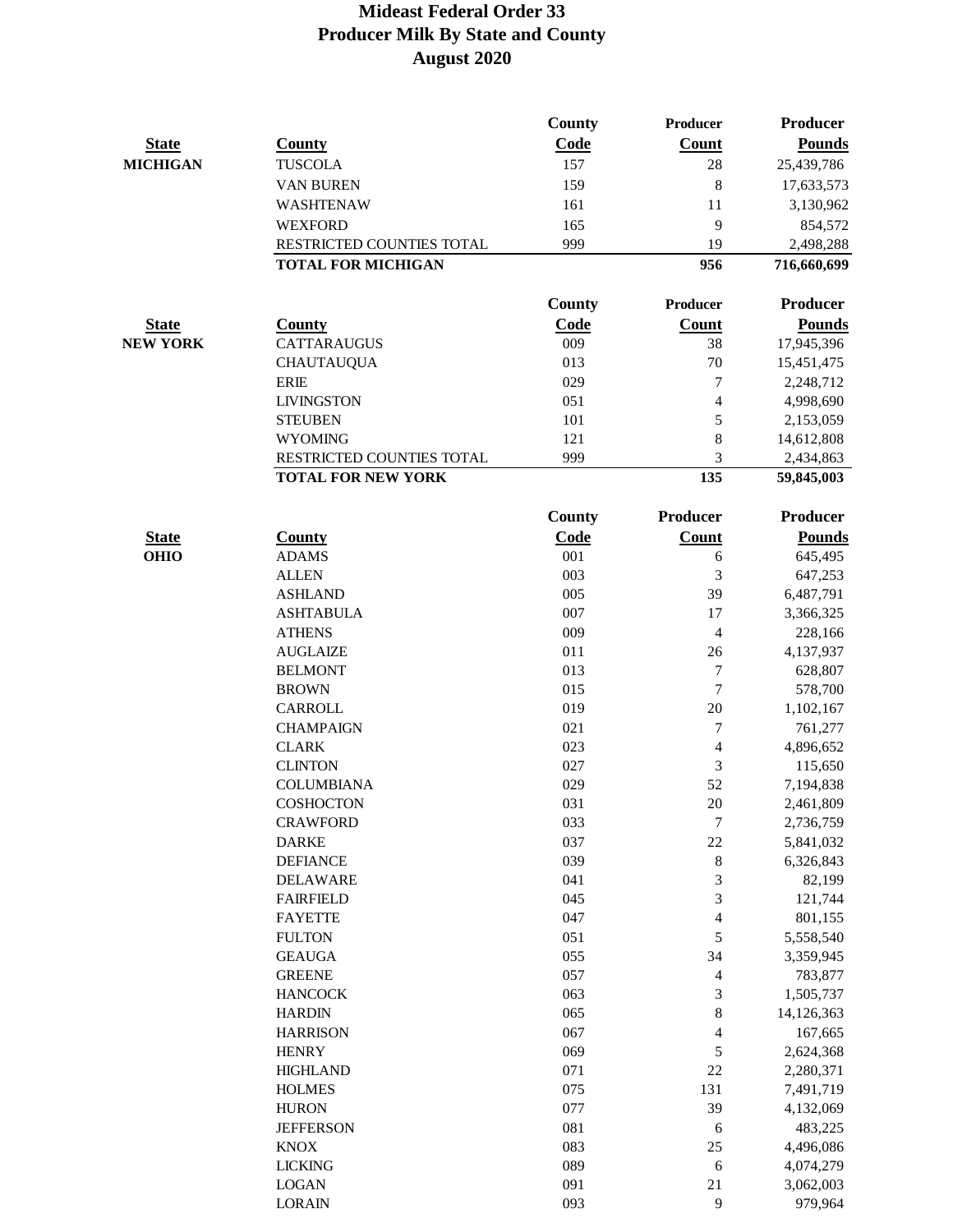# Mideast Federal Order 33
## Producer Milk By State and County
## August 2020

| State | County | County Code | Producer Count | Producer Pounds |
|---|---|---|---|---|
| MICHIGAN | TUSCOLA | 157 | 28 | 25,439,786 |
| | VAN BUREN | 159 | 8 | 17,633,573 |
| | WASHTENAW | 161 | 11 | 3,130,962 |
| | WEXFORD | 165 | 9 | 854,572 |
| | RESTRICTED COUNTIES TOTAL | 999 | 19 | 2,498,288 |
| | **TOTAL FOR MICHIGAN** | | **956** | **716,660,699** |

| State | County | County Code | Producer Count | Producer Pounds |
|---|---|---|---|---|
| NEW YORK | CATTARAUGUS | 009 | 38 | 17,945,396 |
| | CHAUTAUQUA | 013 | 70 | 15,451,475 |
| | ERIE | 029 | 7 | 2,248,712 |
| | LIVINGSTON | 051 | 4 | 4,998,690 |
| | STEUBEN | 101 | 5 | 2,153,059 |
| | WYOMING | 121 | 8 | 14,612,808 |
| | RESTRICTED COUNTIES TOTAL | 999 | 3 | 2,434,863 |
| | **TOTAL FOR NEW YORK** | | **135** | **59,845,003** |

| State | County | County Code | Producer Count | Producer Pounds |
|---|---|---|---|---|
| OHIO | ADAMS | 001 | 6 | 645,495 |
| | ALLEN | 003 | 3 | 647,253 |
| | ASHLAND | 005 | 39 | 6,487,791 |
| | ASHTABULA | 007 | 17 | 3,366,325 |
| | ATHENS | 009 | 4 | 228,166 |
| | AUGLAIZE | 011 | 26 | 4,137,937 |
| | BELMONT | 013 | 7 | 628,807 |
| | BROWN | 015 | 7 | 578,700 |
| | CARROLL | 019 | 20 | 1,102,167 |
| | CHAMPAIGN | 021 | 7 | 761,277 |
| | CLARK | 023 | 4 | 4,896,652 |
| | CLINTON | 027 | 3 | 115,650 |
| | COLUMBIANA | 029 | 52 | 7,194,838 |
| | COSHOCTON | 031 | 20 | 2,461,809 |
| | CRAWFORD | 033 | 7 | 2,736,759 |
| | DARKE | 037 | 22 | 5,841,032 |
| | DEFIANCE | 039 | 8 | 6,326,843 |
| | DELAWARE | 041 | 3 | 82,199 |
| | FAIRFIELD | 045 | 3 | 121,744 |
| | FAYETTE | 047 | 4 | 801,155 |
| | FULTON | 051 | 5 | 5,558,540 |
| | GEAUGA | 055 | 34 | 3,359,945 |
| | GREENE | 057 | 4 | 783,877 |
| | HANCOCK | 063 | 3 | 1,505,737 |
| | HARDIN | 065 | 8 | 14,126,363 |
| | HARRISON | 067 | 4 | 167,665 |
| | HENRY | 069 | 5 | 2,624,368 |
| | HIGHLAND | 071 | 22 | 2,280,371 |
| | HOLMES | 075 | 131 | 7,491,719 |
| | HURON | 077 | 39 | 4,132,069 |
| | JEFFERSON | 081 | 6 | 483,225 |
| | KNOX | 083 | 25 | 4,496,086 |
| | LICKING | 089 | 6 | 4,074,279 |
| | LOGAN | 091 | 21 | 3,062,003 |
| | LORAIN | 093 | 9 | 979,964 |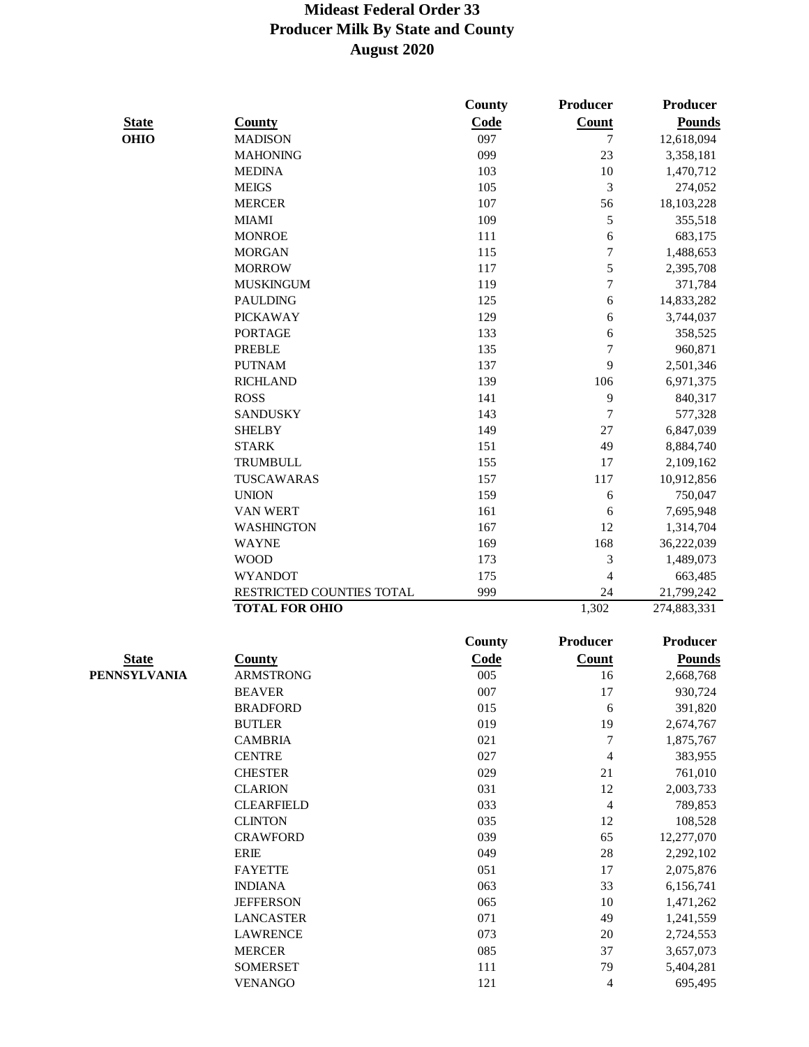# Mideast Federal Order 33
## Producer Milk By State and County
## August 2020

| State | County | County Code | Producer Count | Producer Pounds |
|---|---|---|---|---|
| **OHIO** | MADISON | 097 | 7 | 12,618,094 |
| | MAHONING | 099 | 23 | 3,358,181 |
| | MEDINA | 103 | 10 | 1,470,712 |
| | MEIGS | 105 | 3 | 274,052 |
| | MERCER | 107 | 56 | 18,103,228 |
| | MIAMI | 109 | 5 | 355,518 |
| | MONROE | 111 | 6 | 683,175 |
| | MORGAN | 115 | 7 | 1,488,653 |
| | MORROW | 117 | 5 | 2,395,708 |
| | MUSKINGUM | 119 | 7 | 371,784 |
| | PAULDING | 125 | 6 | 14,833,282 |
| | PICKAWAY | 129 | 6 | 3,744,037 |
| | PORTAGE | 133 | 6 | 358,525 |
| | PREBLE | 135 | 7 | 960,871 |
| | PUTNAM | 137 | 9 | 2,501,346 |
| | RICHLAND | 139 | 106 | 6,971,375 |
| | ROSS | 141 | 9 | 840,317 |
| | SANDUSKY | 143 | 7 | 577,328 |
| | SHELBY | 149 | 27 | 6,847,039 |
| | STARK | 151 | 49 | 8,884,740 |
| | TRUMBULL | 155 | 17 | 2,109,162 |
| | TUSCARAWAS | 157 | 117 | 10,912,856 |
| | UNION | 159 | 6 | 750,047 |
| | VAN WERT | 161 | 6 | 7,695,948 |
| | WASHINGTON | 167 | 12 | 1,314,704 |
| | WAYNE | 169 | 168 | 36,222,039 |
| | WOOD | 173 | 3 | 1,489,073 |
| | WYANDOT | 175 | 4 | 663,485 |
| | RESTRICTED COUNTIES TOTAL | 999 | 24 | 21,799,242 |
| | **TOTAL FOR OHIO** | | 1,302 | 274,883,331 |

| State | County | County Code | Producer Count | Producer Pounds |
|---|---|---|---|---|
| **PENNSYLVANIA** | ARMSTRONG | 005 | 16 | 2,668,768 |
| | BEAVER | 007 | 17 | 930,724 |
| | BRADFORD | 015 | 6 | 391,820 |
| | BUTLER | 019 | 19 | 2,674,767 |
| | CAMBRIA | 021 | 7 | 1,875,767 |
| | CENTRE | 027 | 4 | 383,955 |
| | CHESTER | 029 | 21 | 761,010 |
| | CLARION | 031 | 12 | 2,003,733 |
| | CLEARFIELD | 033 | 4 | 789,853 |
| | CLINTON | 035 | 12 | 108,528 |
| | CRAWFORD | 039 | 65 | 12,277,070 |
| | ERIE | 049 | 28 | 2,292,102 |
| | FAYETTE | 051 | 17 | 2,075,876 |
| | INDIANA | 063 | 33 | 6,156,741 |
| | JEFFERSON | 065 | 10 | 1,471,262 |
| | LANCASTER | 071 | 49 | 1,241,559 |
| | LAWRENCE | 073 | 20 | 2,724,553 |
| | MERCER | 085 | 37 | 3,657,073 |
| | SOMERSET | 111 | 79 | 5,404,281 |
| | VENANGO | 121 | 4 | 695,495 |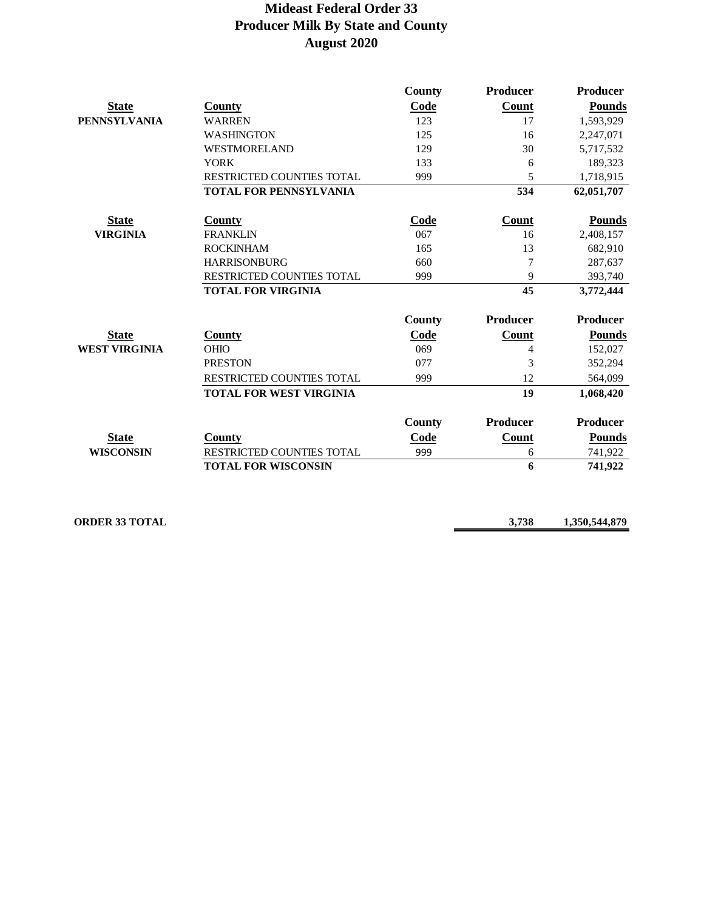# Mideast Federal Order 33
# Producer Milk By State and County
# August 2020

| State | County | County Code | Producer Count | Producer Pounds |
|---|---|---|---|---|
| PENNSYLVANIA | WARREN | 123 | 17 | 1,593,929 |
| | WASHINGTON | 125 | 16 | 2,247,071 |
| | WESTMORELAND | 129 | 30 | 5,717,532 |
| | YORK | 133 | 6 | 189,323 |
| | RESTRICTED COUNTIES TOTAL | 999 | 5 | 1,718,915 |
| | **TOTAL FOR PENNSYLVANIA** | | **534** | **62,051,707** |

| State | County | Code | Count | Pounds |
|---|---|---|---|---|
| VIRGINIA | FRANKLIN | 067 | 16 | 2,408,157 |
| | ROCKINHAM | 165 | 13 | 682,910 |
| | HARRISONBURG | 660 | 7 | 287,637 |
| | RESTRICTED COUNTIES TOTAL | 999 | 9 | 393,740 |
| | **TOTAL FOR VIRGINIA** | | **45** | **3,772,444** |

| State | County | County Code | Producer Count | Producer Pounds |
|---|---|---|---|---|
| WEST VIRGINIA | OHIO | 069 | 4 | 152,027 |
| | PRESTON | 077 | 3 | 352,294 |
| | RESTRICTED COUNTIES TOTAL | 999 | 12 | 564,099 |
| | **TOTAL FOR WEST VIRGINIA** | | **19** | **1,068,420** |

| State | County | County Code | Producer Count | Producer Pounds |
|---|---|---|---|---|
| WISCONSIN | RESTRICTED COUNTIES TOTAL | 999 | 6 | 741,922 |
| | **TOTAL FOR WISCONSIN** | | **6** | **741,922** |

| | | | | |
|---|---|---|---|---|
| **ORDER 33 TOTAL** | | | **3,738** | **1,350,544,879** |